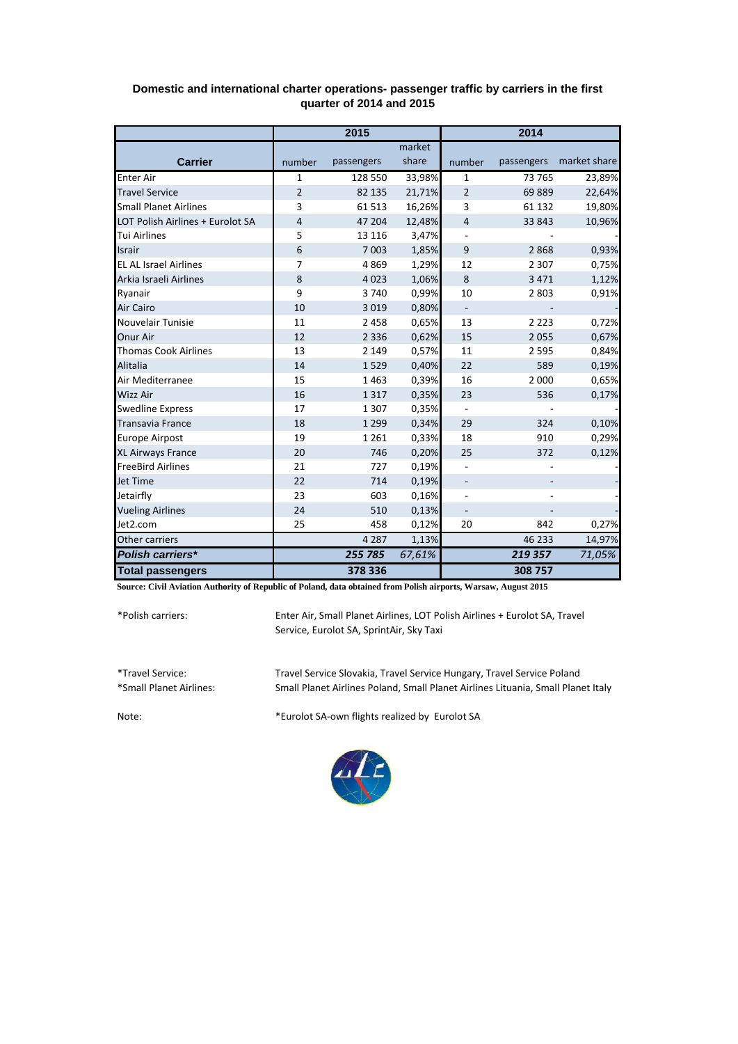### Domestic and international charter operations- passenger traffic by carriers in the first quarter of 2014 and 2015

| Carrier | 2015 | | | 2014 | | |
|---|---|---|---|---|---|---|
| | number | passengers | market share | number | passengers | market share |
| Enter Air | 1 | 128 550 | 33,98% | 1 | 73 765 | 23,89% |
| Travel Service | 2 | 82 135 | 21,71% | 2 | 69 889 | 22,64% |
| Small Planet Airlines | 3 | 61 513 | 16,26% | 3 | 61 132 | 19,80% |
| LOT Polish Airlines + Eurolot SA | 4 | 47 204 | 12,48% | 4 | 33 843 | 10,96% |
| Tui Airlines | 5 | 13 116 | 3,47% | - | - | - |
| Israir | 6 | 7 003 | 1,85% | 9 | 2 868 | 0,93% |
| EL AL Israel Airlines | 7 | 4 869 | 1,29% | 12 | 2 307 | 0,75% |
| Arkia Israeli Airlines | 8 | 4 023 | 1,06% | 8 | 3 471 | 1,12% |
| Ryanair | 9 | 3 740 | 0,99% | 10 | 2 803 | 0,91% |
| Air Cairo | 10 | 3 019 | 0,80% | - | - | - |
| Nouvelair Tunisie | 11 | 2 458 | 0,65% | 13 | 2 223 | 0,72% |
| Onur Air | 12 | 2 336 | 0,62% | 15 | 2 055 | 0,67% |
| Thomas Cook Airlines | 13 | 2 149 | 0,57% | 11 | 2 595 | 0,84% |
| Alitalia | 14 | 1 529 | 0,40% | 22 | 589 | 0,19% |
| Air Mediterranee | 15 | 1 463 | 0,39% | 16 | 2 000 | 0,65% |
| Wizz Air | 16 | 1 317 | 0,35% | 23 | 536 | 0,17% |
| Swedline Express | 17 | 1 307 | 0,35% | - | - | - |
| Transavia France | 18 | 1 299 | 0,34% | 29 | 324 | 0,10% |
| Europe Airpost | 19 | 1 261 | 0,33% | 18 | 910 | 0,29% |
| XL Airways France | 20 | 746 | 0,20% | 25 | 372 | 0,12% |
| FreeBird Airlines | 21 | 727 | 0,19% | - | - | - |
| Jet Time | 22 | 714 | 0,19% | - | - | - |
| Jetairfly | 23 | 603 | 0,16% | - | - | - |
| Vueling Airlines | 24 | 510 | 0,13% | - | - | - |
| Jet2.com | 25 | 458 | 0,12% | 20 | 842 | 0,27% |
| Other carriers | | 4 287 | 1,13% | | 46 233 | 14,97% |
| ***Polish carriers**** | | ***255 785*** | *67,61%* | | ***219 357*** | *71,05%* |
| **Total passengers** | | **378 336** | | | **308 757** | |

**Source: Civil Aviation Authority of Republic of Poland, data obtained from Polish airports, Warsaw, August 2015**

*Polish carriers: Enter Air, Small Planet Airlines, LOT Polish Airlines + Eurolot SA, Travel Service, Eurolot SA, SprintAir, Sky Taxi

*Travel Service: Travel Service Slovakia, Travel Service Hungary, Travel Service Poland

*Small Planet Airlines: Small Planet Airlines Poland, Small Planet Airlines Lituania, Small Planet Italy

Note: *Eurolot SA-own flights realized by Eurolot SA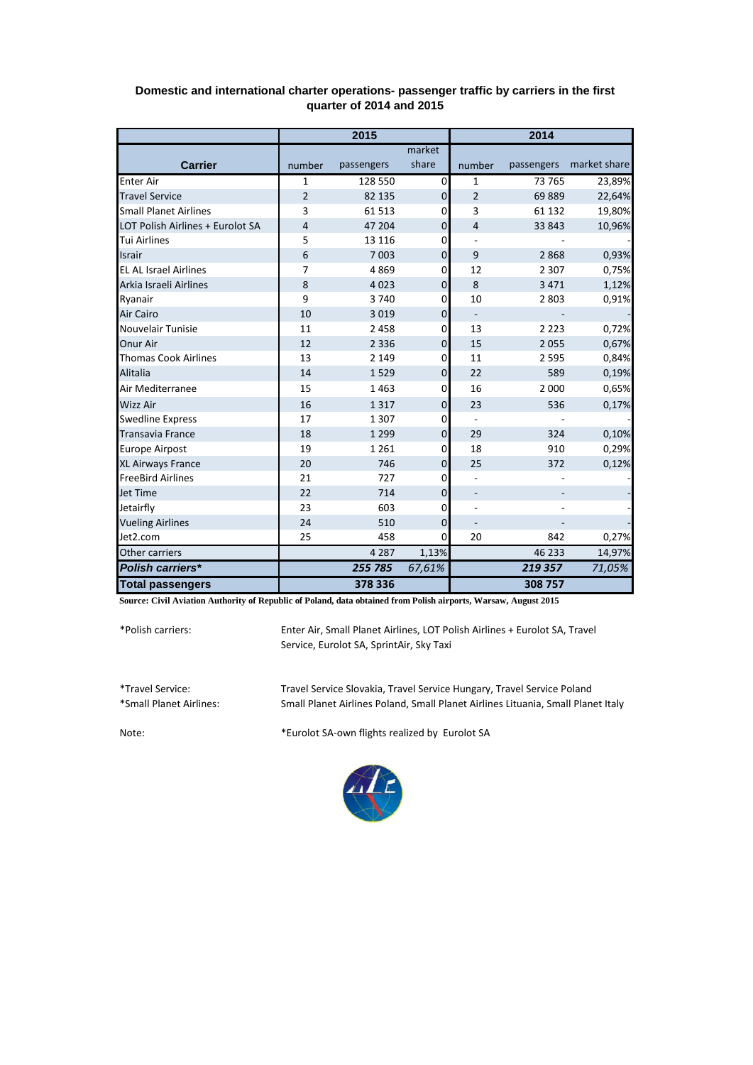# Domestic and international charter operations- passenger traffic by carriers in the first quarter of 2014 and 2015

| | 2015 | | | 2014 | | |
|---|---|---|---|---|---|---|
| Carrier | number | passengers | market share | number | passengers | market share |
| Enter Air | 1 | 128 550 | 0 | 1 | 73 765 | 23,89% |
| Travel Service | 2 | 82 135 | 0 | 2 | 69 889 | 22,64% |
| Small Planet Airlines | 3 | 61 513 | 0 | 3 | 61 132 | 19,80% |
| LOT Polish Airlines + Eurolot SA | 4 | 47 204 | 0 | 4 | 33 843 | 10,96% |
| Tui Airlines | 5 | 13 116 | 0 | - | - | - |
| Israir | 6 | 7 003 | 0 | 9 | 2 868 | 0,93% |
| EL AL Israel Airlines | 7 | 4 869 | 0 | 12 | 2 307 | 0,75% |
| Arkia Israeli Airlines | 8 | 4 023 | 0 | 8 | 3 471 | 1,12% |
| Ryanair | 9 | 3 740 | 0 | 10 | 2 803 | 0,91% |
| Air Cairo | 10 | 3 019 | 0 | - | - | - |
| Nouvelair Tunisie | 11 | 2 458 | 0 | 13 | 2 223 | 0,72% |
| Onur Air | 12 | 2 336 | 0 | 15 | 2 055 | 0,67% |
| Thomas Cook Airlines | 13 | 2 149 | 0 | 11 | 2 595 | 0,84% |
| Alitalia | 14 | 1 529 | 0 | 22 | 589 | 0,19% |
| Air Mediterranee | 15 | 1 463 | 0 | 16 | 2 000 | 0,65% |
| Wizz Air | 16 | 1 317 | 0 | 23 | 536 | 0,17% |
| Swedline Express | 17 | 1 307 | 0 | - | - | - |
| Transavia France | 18 | 1 299 | 0 | 29 | 324 | 0,10% |
| Europe Airpost | 19 | 1 261 | 0 | 18 | 910 | 0,29% |
| XL Airways France | 20 | 746 | 0 | 25 | 372 | 0,12% |
| FreeBird Airlines | 21 | 727 | 0 | - | - | - |
| Jet Time | 22 | 714 | 0 | - | - | - |
| Jetairfly | 23 | 603 | 0 | - | - | - |
| Vueling Airlines | 24 | 510 | 0 | - | - | - |
| Jet2.com | 25 | 458 | 0 | 20 | 842 | 0,27% |
| Other carriers | | 4 287 | 1,13% | | 46 233 | 14,97% |
| ***Polish carriers**** | | ***255 785*** | *67,61%* | | ***219 357*** | *71,05%* |
| **Total passengers** | | **378 336** | | | **308 757** | |

**Source: Civil Aviation Authority of Republic of Poland, data obtained from Polish airports, Warsaw, August 2015**

*Polish carriers: Enter Air, Small Planet Airlines, LOT Polish Airlines + Eurolot SA, Travel Service, Eurolot SA, SprintAir, Sky Taxi

*Travel Service: Travel Service Slovakia, Travel Service Hungary, Travel Service Poland

*Small Planet Airlines: Small Planet Airlines Poland, Small Planet Airlines Lituania, Small Planet Italy

Note: *Eurolot SA-own flights realized by Eurolot SA